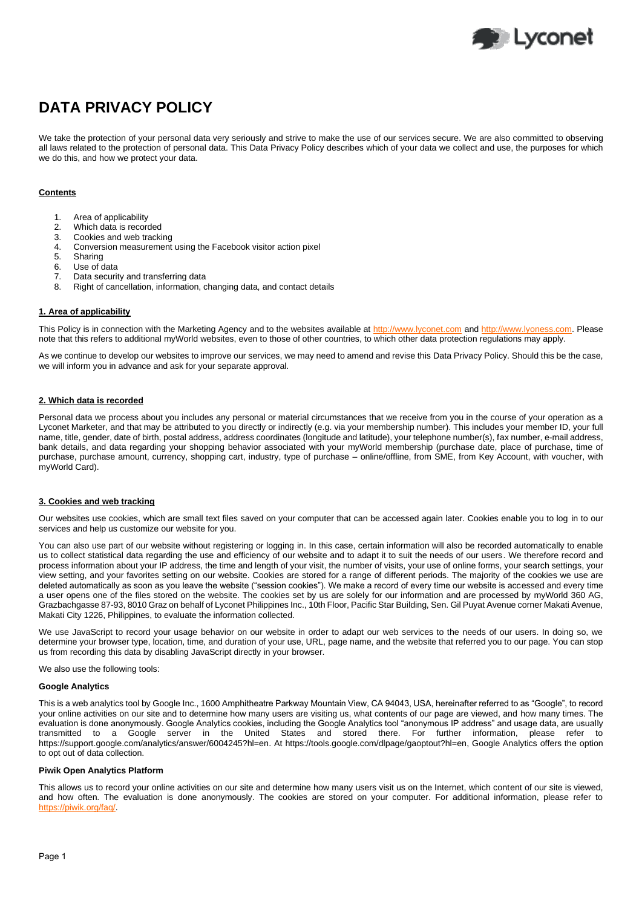# DATA PRIVACY POLICY

We take the protection of your personal data very seriously and strive to make the use of our services secure. We are also committed to observing all laws related to the protection of personal data. This Data Privacy Policy describes which of your data we collect and use, the purposes for which we do this, and how we protect your data.

**Contents**

1. Area of applicability
2. Which data is recorded
3. Cookies and web tracking
4. Conversion measurement using the Facebook visitor action pixel
5. Sharing
6. Use of data
7. Data security and transferring data
8. Right of cancellation, information, changing data, and contact details

**1. Area of applicability**

This Policy is in connection with the Marketing Agency and to the websites available at http://www.lyconet.com and http://www.lyoness.com. Please note that this refers to additional myWorld websites, even to those of other countries, to which other data protection regulations may apply.

As we continue to develop our websites to improve our services, we may need to amend and revise this Data Privacy Policy. Should this be the case, we will inform you in advance and ask for your separate approval.

**2. Which data is recorded**

Personal data we process about you includes any personal or material circumstances that we receive from you in the course of your operation as a Lyconet Marketer, and that may be attributed to you directly or indirectly (e.g. via your membership number). This includes your member ID, your full name, title, gender, date of birth, postal address, address coordinates (longitude and latitude), your telephone number(s), fax number, e-mail address, bank details, and data regarding your shopping behavior associated with your myWorld membership (purchase date, place of purchase, time of purchase, purchase amount, currency, shopping cart, industry, type of purchase – online/offline, from SME, from Key Account, with voucher, with myWorld Card).

**3. Cookies and web tracking**

Our websites use cookies, which are small text files saved on your computer that can be accessed again later. Cookies enable you to log in to our services and help us customize our website for you.

You can also use part of our website without registering or logging in. In this case, certain information will also be recorded automatically to enable us to collect statistical data regarding the use and efficiency of our website and to adapt it to suit the needs of our users. We therefore record and process information about your IP address, the time and length of your visit, the number of visits, your use of online forms, your search settings, your view setting, and your favorites setting on our website. Cookies are stored for a range of different periods. The majority of the cookies we use are deleted automatically as soon as you leave the website ("session cookies"). We make a record of every time our website is accessed and every time a user opens one of the files stored on the website. The cookies set by us are solely for our information and are processed by myWorld 360 AG, Grazbachgasse 87-93, 8010 Graz on behalf of Lyconet Philippines Inc., 10th Floor, Pacific Star Building, Sen. Gil Puyat Avenue corner Makati Avenue, Makati City 1226, Philippines, to evaluate the information collected.

We use JavaScript to record your usage behavior on our website in order to adapt our web services to the needs of our users. In doing so, we determine your browser type, location, time, and duration of your use, URL, page name, and the website that referred you to our page. You can stop us from recording this data by disabling JavaScript directly in your browser.

We also use the following tools:

**Google Analytics**

This is a web analytics tool by Google Inc., 1600 Amphitheatre Parkway Mountain View, CA 94043, USA, hereinafter referred to as "Google", to record your online activities on our site and to determine how many users are visiting us, what contents of our page are viewed, and how many times. The evaluation is done anonymously. Google Analytics cookies, including the Google Analytics tool "anonymous IP address" and usage data, are usually transmitted to a Google server in the United States and stored there. For further information, please refer to https://support.google.com/analytics/answer/6004245?hl=en. At https://tools.google.com/dlpage/gaoptout?hl=en, Google Analytics offers the option to opt out of data collection.

**Piwik Open Analytics Platform**

This allows us to record your online activities on our site and determine how many users visit us on the Internet, which content of our site is viewed, and how often. The evaluation is done anonymously. The cookies are stored on your computer. For additional information, please refer to https://piwik.org/faq/.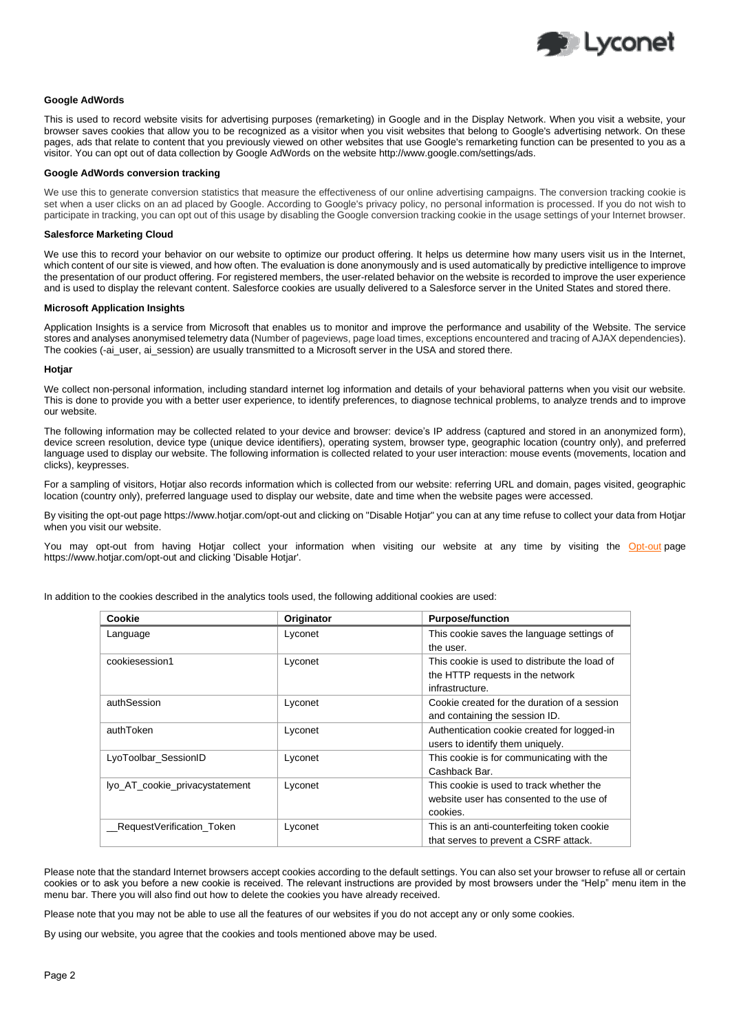**Google AdWords**

This is used to record website visits for advertising purposes (remarketing) in Google and in the Display Network. When you visit a website, your browser saves cookies that allow you to be recognized as a visitor when you visit websites that belong to Google's advertising network. On these pages, ads that relate to content that you previously viewed on other websites that use Google's remarketing function can be presented to you as a visitor. You can opt out of data collection by Google AdWords on the website http://www.google.com/settings/ads.

**Google AdWords conversion tracking**

We use this to generate conversion statistics that measure the effectiveness of our online advertising campaigns. The conversion tracking cookie is set when a user clicks on an ad placed by Google. According to Google's privacy policy, no personal information is processed. If you do not wish to participate in tracking, you can opt out of this usage by disabling the Google conversion tracking cookie in the usage settings of your Internet browser.

**Salesforce Marketing Cloud**

We use this to record your behavior on our website to optimize our product offering. It helps us determine how many users visit us in the Internet, which content of our site is viewed, and how often. The evaluation is done anonymously and is used automatically by predictive intelligence to improve the presentation of our product offering. For registered members, the user-related behavior on the website is recorded to improve the user experience and is used to display the relevant content. Salesforce cookies are usually delivered to a Salesforce server in the United States and stored there.

**Microsoft Application Insights**

Application Insights is a service from Microsoft that enables us to monitor and improve the performance and usability of the Website. The service stores and analyses anonymised telemetry data (Number of pageviews, page load times, exceptions encountered and tracing of AJAX dependencies). The cookies (-ai_user, ai_session) are usually transmitted to a Microsoft server in the USA and stored there.

**Hotjar**

We collect non-personal information, including standard internet log information and details of your behavioral patterns when you visit our website. This is done to provide you with a better user experience, to identify preferences, to diagnose technical problems, to analyze trends and to improve our website.

The following information may be collected related to your device and browser: device's IP address (captured and stored in an anonymized form), device screen resolution, device type (unique device identifiers), operating system, browser type, geographic location (country only), and preferred language used to display our website. The following information is collected related to your user interaction: mouse events (movements, location and clicks), keypresses.

For a sampling of visitors, Hotjar also records information which is collected from our website: referring URL and domain, pages visited, geographic location (country only), preferred language used to display our website, date and time when the website pages were accessed.

By visiting the opt-out page https://www.hotjar.com/opt-out and clicking on "Disable Hotjar" you can at any time refuse to collect your data from Hotjar when you visit our website.

You may opt-out from having Hotjar collect your information when visiting our website at any time by visiting the Opt-out page https://www.hotjar.com/opt-out and clicking 'Disable Hotjar'.

In addition to the cookies described in the analytics tools used, the following additional cookies are used:

| Cookie | Originator | Purpose/function |
|---|---|---|
| Language | Lyconet | This cookie saves the language settings of the user. |
| cookiesession1 | Lyconet | This cookie is used to distribute the load of the HTTP requests in the network infrastructure. |
| authSession | Lyconet | Cookie created for the duration of a session and containing the session ID. |
| authToken | Lyconet | Authentication cookie created for logged-in users to identify them uniquely. |
| LyoToolbar_SessionID | Lyconet | This cookie is for communicating with the Cashback Bar. |
| lyo_AT_cookie_privacystatement | Lyconet | This cookie is used to track whether the website user has consented to the use of cookies. |
| __RequestVerification_Token | Lyconet | This is an anti-counterfeiting token cookie that serves to prevent a CSRF attack. |

Please note that the standard Internet browsers accept cookies according to the default settings. You can also set your browser to refuse all or certain cookies or to ask you before a new cookie is received. The relevant instructions are provided by most browsers under the "Help" menu item in the menu bar. There you will also find out how to delete the cookies you have already received.

Please note that you may not be able to use all the features of our websites if you do not accept any or only some cookies.

By using our website, you agree that the cookies and tools mentioned above may be used.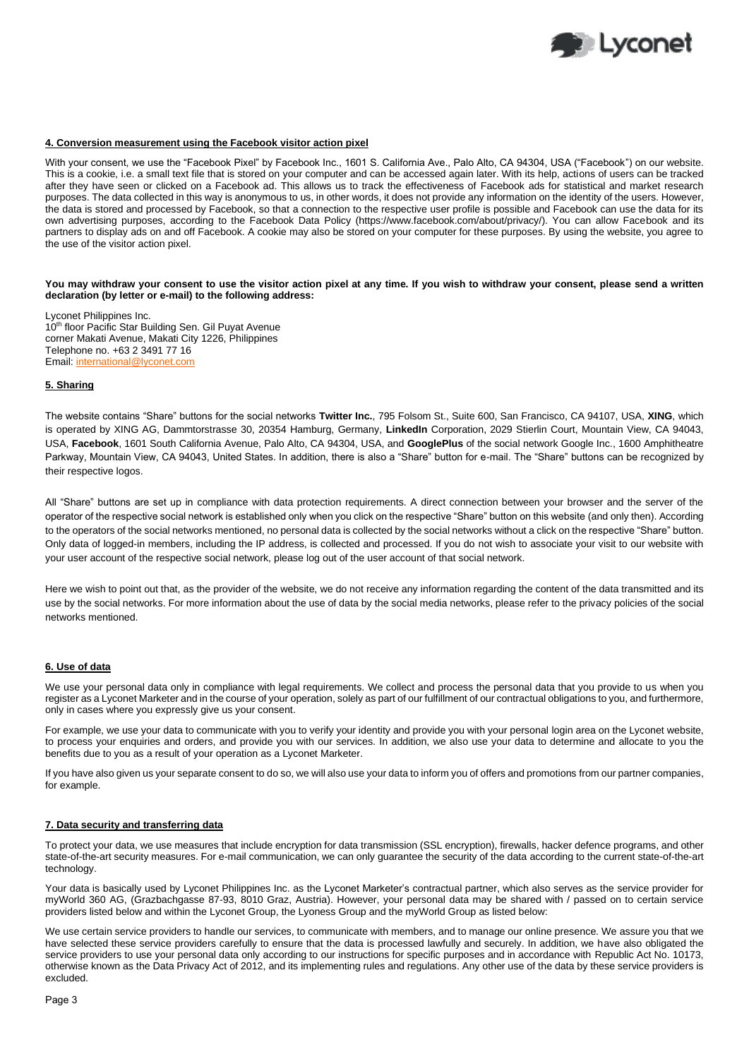#### 4. Conversion measurement using the Facebook visitor action pixel

With your consent, we use the "Facebook Pixel" by Facebook Inc., 1601 S. California Ave., Palo Alto, CA 94304, USA ("Facebook") on our website. This is a cookie, i.e. a small text file that is stored on your computer and can be accessed again later. With its help, actions of users can be tracked after they have seen or clicked on a Facebook ad. This allows us to track the effectiveness of Facebook ads for statistical and market research purposes. The data collected in this way is anonymous to us, in other words, it does not provide any information on the identity of the users. However, the data is stored and processed by Facebook, so that a connection to the respective user profile is possible and Facebook can use the data for its own advertising purposes, according to the Facebook Data Policy (https://www.facebook.com/about/privacy/). You can allow Facebook and its partners to display ads on and off Facebook. A cookie may also be stored on your computer for these purposes. By using the website, you agree to the use of the visitor action pixel.

**You may withdraw your consent to use the visitor action pixel at any time. If you wish to withdraw your consent, please send a written declaration (by letter or e-mail) to the following address:**

Lyconet Philippines Inc.
10th floor Pacific Star Building Sen. Gil Puyat Avenue
corner Makati Avenue, Makati City 1226, Philippines
Telephone no. +63 2 3491 77 16
Email: international@lyconet.com

#### 5. Sharing

The website contains "Share" buttons for the social networks **Twitter Inc.**, 795 Folsom St., Suite 600, San Francisco, CA 94107, USA, **XING**, which is operated by XING AG, Dammtorstrasse 30, 20354 Hamburg, Germany, **LinkedIn** Corporation, 2029 Stierlin Court, Mountain View, CA 94043, USA, **Facebook**, 1601 South California Avenue, Palo Alto, CA 94304, USA, and **GooglePlus** of the social network Google Inc., 1600 Amphitheatre Parkway, Mountain View, CA 94043, United States. In addition, there is also a "Share" button for e-mail. The "Share" buttons can be recognized by their respective logos.

All "Share" buttons are set up in compliance with data protection requirements. A direct connection between your browser and the server of the operator of the respective social network is established only when you click on the respective "Share" button on this website (and only then). According to the operators of the social networks mentioned, no personal data is collected by the social networks without a click on the respective "Share" button. Only data of logged-in members, including the IP address, is collected and processed. If you do not wish to associate your visit to our website with your user account of the respective social network, please log out of the user account of that social network.

Here we wish to point out that, as the provider of the website, we do not receive any information regarding the content of the data transmitted and its use by the social networks. For more information about the use of data by the social media networks, please refer to the privacy policies of the social networks mentioned.

#### 6. Use of data

We use your personal data only in compliance with legal requirements. We collect and process the personal data that you provide to us when you register as a Lyconet Marketer and in the course of your operation, solely as part of our fulfillment of our contractual obligations to you, and furthermore, only in cases where you expressly give us your consent.

For example, we use your data to communicate with you to verify your identity and provide you with your personal login area on the Lyconet website, to process your enquiries and orders, and provide you with our services. In addition, we also use your data to determine and allocate to you the benefits due to you as a result of your operation as a Lyconet Marketer.

If you have also given us your separate consent to do so, we will also use your data to inform you of offers and promotions from our partner companies, for example.

#### 7. Data security and transferring data

To protect your data, we use measures that include encryption for data transmission (SSL encryption), firewalls, hacker defence programs, and other state-of-the-art security measures. For e-mail communication, we can only guarantee the security of the data according to the current state-of-the-art technology.

Your data is basically used by Lyconet Philippines Inc. as the Lyconet Marketer's contractual partner, which also serves as the service provider for myWorld 360 AG, (Grazbachgasse 87-93, 8010 Graz, Austria). However, your personal data may be shared with / passed on to certain service providers listed below and within the Lyconet Group, the Lyoness Group and the myWorld Group as listed below:

We use certain service providers to handle our services, to communicate with members, and to manage our online presence. We assure you that we have selected these service providers carefully to ensure that the data is processed lawfully and securely. In addition, we have also obligated the service providers to use your personal data only according to our instructions for specific purposes and in accordance with Republic Act No. 10173, otherwise known as the Data Privacy Act of 2012, and its implementing rules and regulations. Any other use of the data by these service providers is excluded.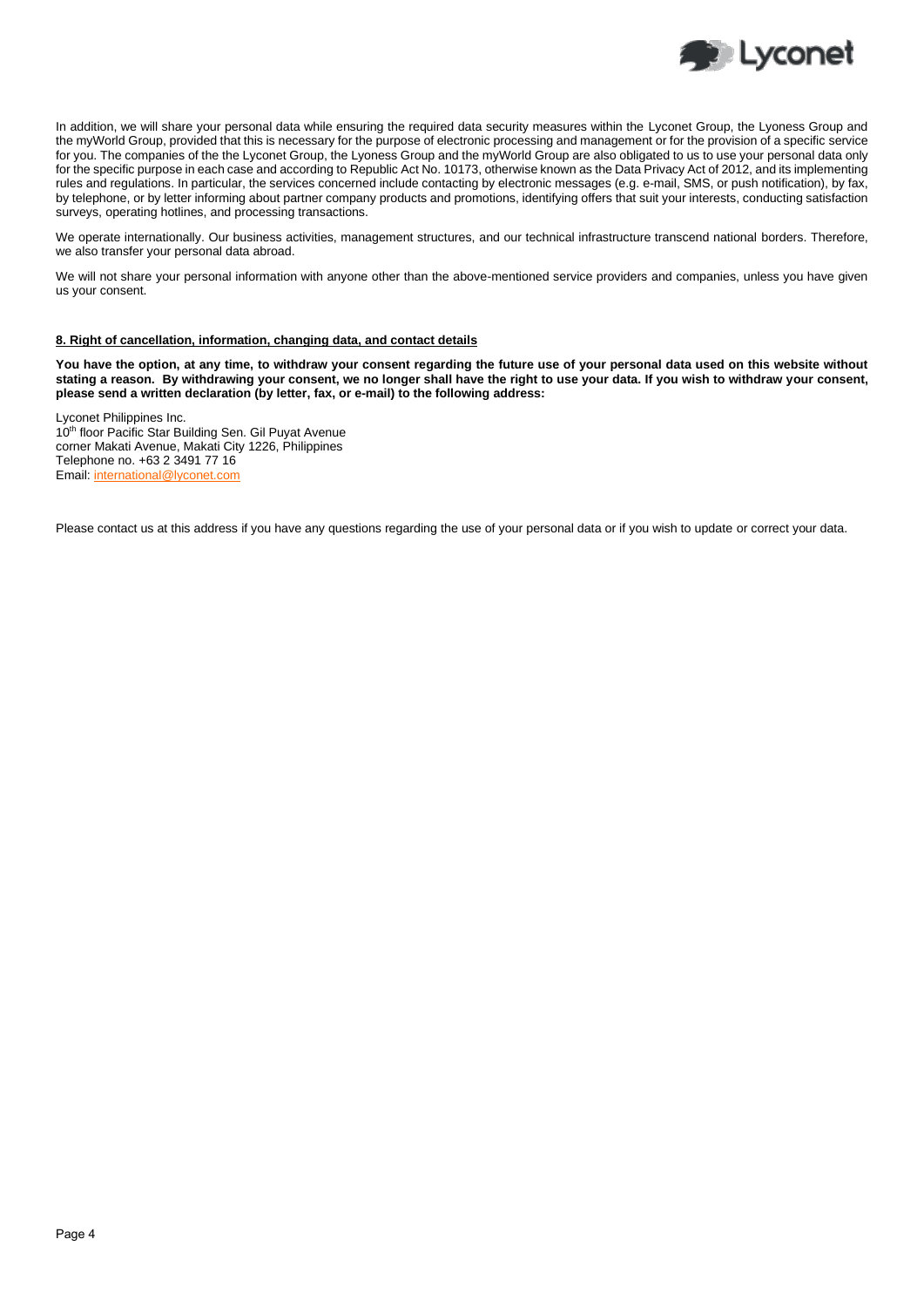In addition, we will share your personal data while ensuring the required data security measures within the Lyconet Group, the Lyoness Group and the myWorld Group, provided that this is necessary for the purpose of electronic processing and management or for the provision of a specific service for you. The companies of the the Lyconet Group, the Lyoness Group and the myWorld Group are also obligated to us to use your personal data only for the specific purpose in each case and according to Republic Act No. 10173, otherwise known as the Data Privacy Act of 2012, and its implementing rules and regulations. In particular, the services concerned include contacting by electronic messages (e.g. e-mail, SMS, or push notification), by fax, by telephone, or by letter informing about partner company products and promotions, identifying offers that suit your interests, conducting satisfaction surveys, operating hotlines, and processing transactions.

We operate internationally. Our business activities, management structures, and our technical infrastructure transcend national borders. Therefore, we also transfer your personal data abroad.

We will not share your personal information with anyone other than the above-mentioned service providers and companies, unless you have given us your consent.

## 8. Right of cancellation, information, changing data, and contact details

**You have the option, at any time, to withdraw your consent regarding the future use of your personal data used on this website without stating a reason. By withdrawing your consent, we no longer shall have the right to use your data. If you wish to withdraw your consent, please send a written declaration (by letter, fax, or e-mail) to the following address:**

Lyconet Philippines Inc.
10th floor Pacific Star Building Sen. Gil Puyat Avenue
corner Makati Avenue, Makati City 1226, Philippines
Telephone no. +63 2 3491 77 16
Email: international@lyconet.com

Please contact us at this address if you have any questions regarding the use of your personal data or if you wish to update or correct your data.